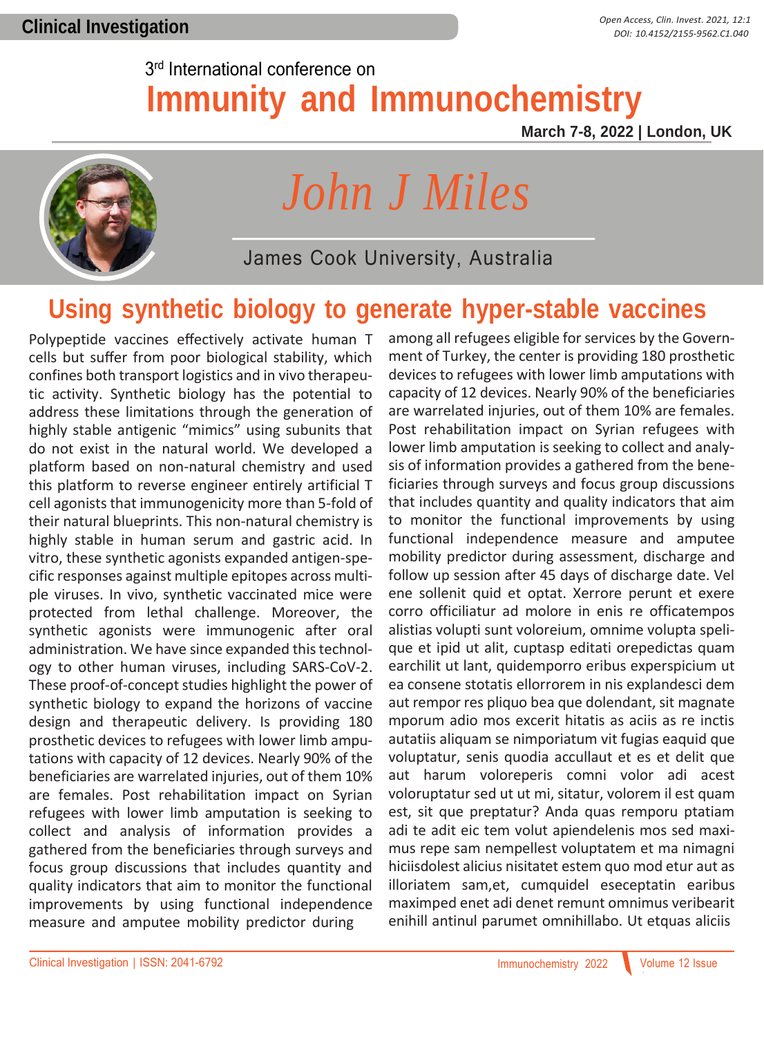3rd International conference on

# Immunity and Immunochemistry

**March 7-8, 2022 | London, UK**

## *John J Miles*

James Cook University, Australia

## Using synthetic biology to generate hyper-stable vaccines

Polypeptide vaccines effectively activate human T cells but suffer from poor biological stability, which confines both transport logistics and in vivo therapeutic activity. Synthetic biology has the potential to address these limitations through the generation of highly stable antigenic "mimics" using subunits that do not exist in the natural world. We developed a platform based on non-natural chemistry and used this platform to reverse engineer entirely artificial T cell agonists that immunogenicity more than 5-fold of their natural blueprints. This non-natural chemistry is highly stable in human serum and gastric acid. In vitro, these synthetic agonists expanded antigen-specific responses against multiple epitopes across multiple viruses. In vivo, synthetic vaccinated mice were protected from lethal challenge. Moreover, the synthetic agonists were immunogenic after oral administration. We have since expanded this technology to other human viruses, including SARS-CoV-2. These proof-of-concept studies highlight the power of synthetic biology to expand the horizons of vaccine design and therapeutic delivery. Is providing 180 prosthetic devices to refugees with lower limb amputations with capacity of 12 devices. Nearly 90% of the beneficiaries are warrelated injuries, out of them 10% are females. Post rehabilitation impact on Syrian refugees with lower limb amputation is seeking to collect and analysis of information provides a gathered from the beneficiaries through surveys and focus group discussions that includes quantity and quality indicators that aim to monitor the functional improvements by using functional independence measure and amputee mobility predictor during among all refugees eligible for services by the Government of Turkey, the center is providing 180 prosthetic devices to refugees with lower limb amputations with capacity of 12 devices. Nearly 90% of the beneficiaries are warrelated injuries, out of them 10% are females. Post rehabilitation impact on Syrian refugees with lower limb amputation is seeking to collect and analysis of information provides a gathered from the beneficiaries through surveys and focus group discussions that includes quantity and quality indicators that aim to monitor the functional improvements by using functional independence measure and amputee mobility predictor during assessment, discharge and follow up session after 45 days of discharge date. Vel ene sollenit quid et optat. Xerrore perunt et exere corro officiliatur ad molore in enis re officatempos alistias volupti sunt voloreium, omnime volupta spelique et ipid ut alit, cuptasp editati orepedictas quam earchilit ut lant, quidemporro eribus experspicium ut ea consene stotatis ellorrorem in nis explandesci dem aut rempor res pliquo bea que dolendant, sit magnate mporum adio mos excerit hitatis as aciis as re inctis autatiis aliquam se nimporiatum vit fugias eaquid que voluptatur, senis quodia accullaut et es et delit que aut harum voloreperis comni volor adi acest voloruptatur sed ut ut mi, sitatur, volorem il est quam est, sit que preptatur? Anda quas remporu ptatiam adi te adit eic tem volut apiendelenis mos sed maximus repe sam nempellest voluptatem et ma nimagni hiciisdolest alicius nisitatet estem quo mod etur aut as illoriatem sam,et, cumquidel eseceptatin earibus maximped enet adi denet remunt omnimus veribearit enihill antinul parumet omnihillabo. Ut etquas aliciis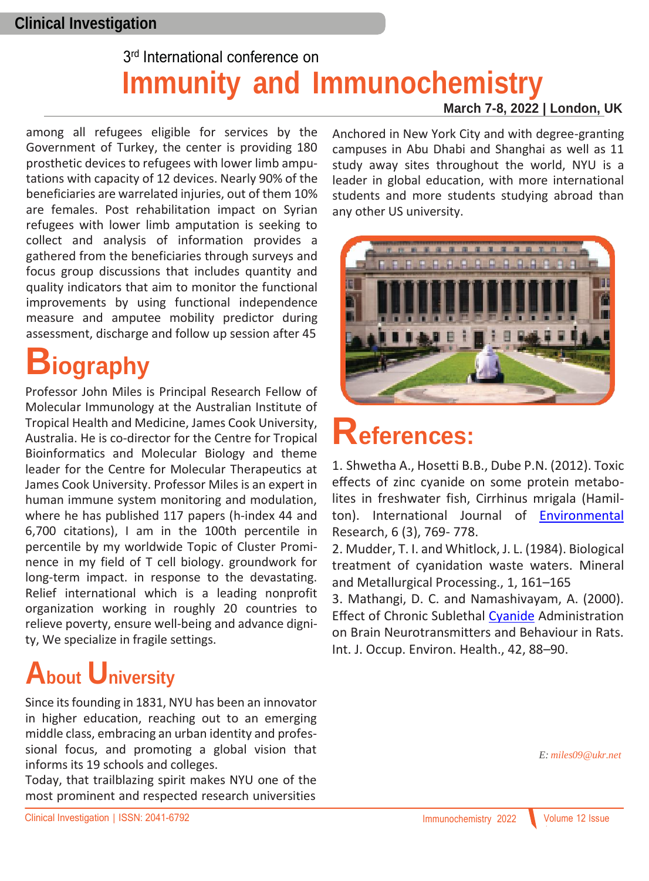among all refugees eligible for services by the Government of Turkey, the center is providing 180 prosthetic devices to refugees with lower limb amputations with capacity of 12 devices. Nearly 90% of the beneficiaries are warrelated injuries, out of them 10% are females. Post rehabilitation impact on Syrian refugees with lower limb amputation is seeking to collect and analysis of information provides a gathered from the beneficiaries through surveys and focus group discussions that includes quantity and quality indicators that aim to monitor the functional improvements by using functional independence measure and amputee mobility predictor during assessment, discharge and follow up session after 45

# Biography

Professor John Miles is Principal Research Fellow of Molecular Immunology at the Australian Institute of Tropical Health and Medicine, James Cook University, Australia. He is co-director for the Centre for Tropical Bioinformatics and Molecular Biology and theme leader for the Centre for Molecular Therapeutics at James Cook University. Professor Miles is an expert in human immune system monitoring and modulation, where he has published 117 papers (h-index 44 and 6,700 citations), I am in the 100th percentile in percentile by my worldwide Topic of Cluster Prominence in my field of T cell biology. groundwork for long-term impact. in response to the devastating. Relief international which is a leading nonprofit organization working in roughly 20 countries to relieve poverty, ensure well-being and advance dignity, We specialize in fragile settings.

# About University

Since its founding in 1831, NYU has been an innovator in higher education, reaching out to an emerging middle class, embracing an urban identity and professional focus, and promoting a global vision that informs its 19 schools and colleges.

Today, that trailblazing spirit makes NYU one of the most prominent and respected research universities Anchored in New York City and with degree-granting campuses in Abu Dhabi and Shanghai as well as 11 study away sites throughout the world, NYU is a leader in global education, with more international students and more students studying abroad than any other US university.

# References:

1. Shwetha A., Hosetti B.B., Dube P.N. (2012). Toxic effects of zinc cyanide on some protein metabolites in freshwater fish, Cirrhinus mrigala (Hamilton). International Journal of Environmental Research, 6 (3), 769- 778.
2. Mudder, T. I. and Whitlock, J. L. (1984). Biological treatment of cyanidation waste waters. Mineral and Metallurgical Processing., 1, 161–165
3. Mathangi, D. C. and Namashivayam, A. (2000). Effect of Chronic Sublethal Cyanide Administration on Brain Neurotransmitters and Behaviour in Rats. Int. J. Occup. Environ. Health., 42, 88–90.

*E: miles09@ukr.net*